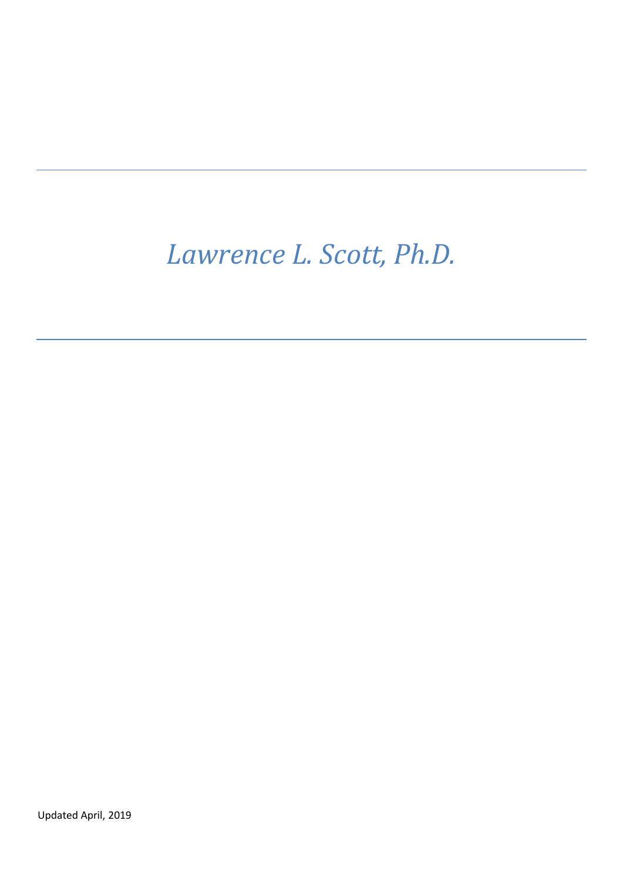# *Lawrence L. Scott, Ph.D.*

Updated April, 2019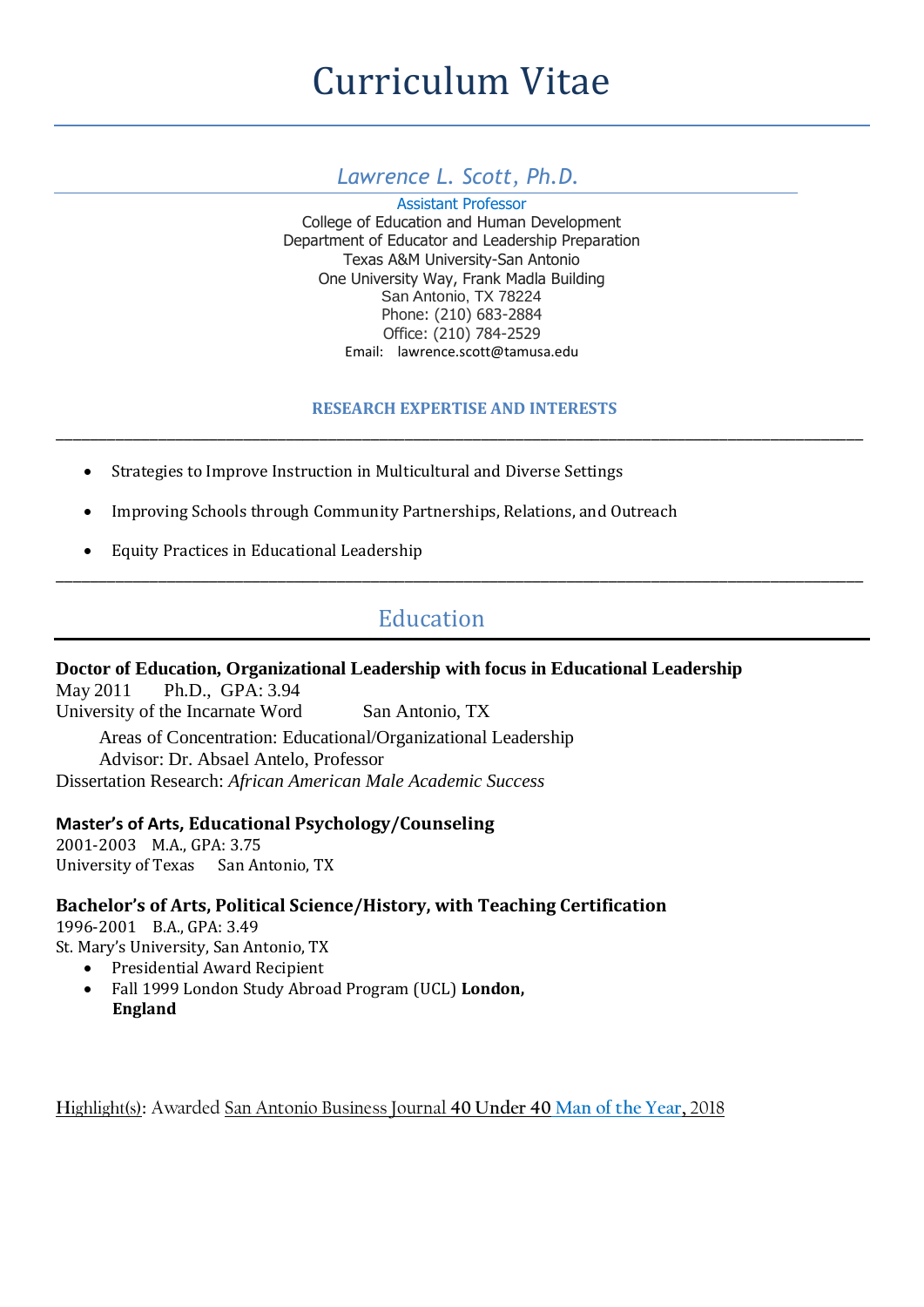# Curriculum Vitae

## *Lawrence L. Scott, Ph.D.*

Assistant Professor
College of Education and Human Development
Department of Educator and Leadership Preparation
Texas A&M University-San Antonio
One University Way, Frank Madla Building
San Antonio, TX 78224
Phone: (210) 683-2884
Office: (210) 784-2529
Email: lawrence.scott@tamusa.edu

### RESEARCH EXPERTISE AND INTERESTS

- Strategies to Improve Instruction in Multicultural and Diverse Settings
- Improving Schools through Community Partnerships, Relations, and Outreach
- Equity Practices in Educational Leadership

## Education

**Doctor of Education, Organizational Leadership with focus in Educational Leadership**
May 2011 Ph.D., GPA: 3.94
University of the Incarnate Word San Antonio, TX

Areas of Concentration: Educational/Organizational Leadership
Advisor: Dr. Absael Antelo, Professor

Dissertation Research: *African American Male Academic Success*

**Master's of Arts, Educational Psychology/Counseling**
2001-2003 M.A., GPA: 3.75
University of Texas San Antonio, TX

**Bachelor's of Arts, Political Science/History, with Teaching Certification**
1996-2001 B.A., GPA: 3.49
St. Mary's University, San Antonio, TX

- Presidential Award Recipient
- Fall 1999 London Study Abroad Program (UCL) **London, England**

Highlight(s): Awarded San Antonio Business Journal **40 Under 40** Man of the Year, 2018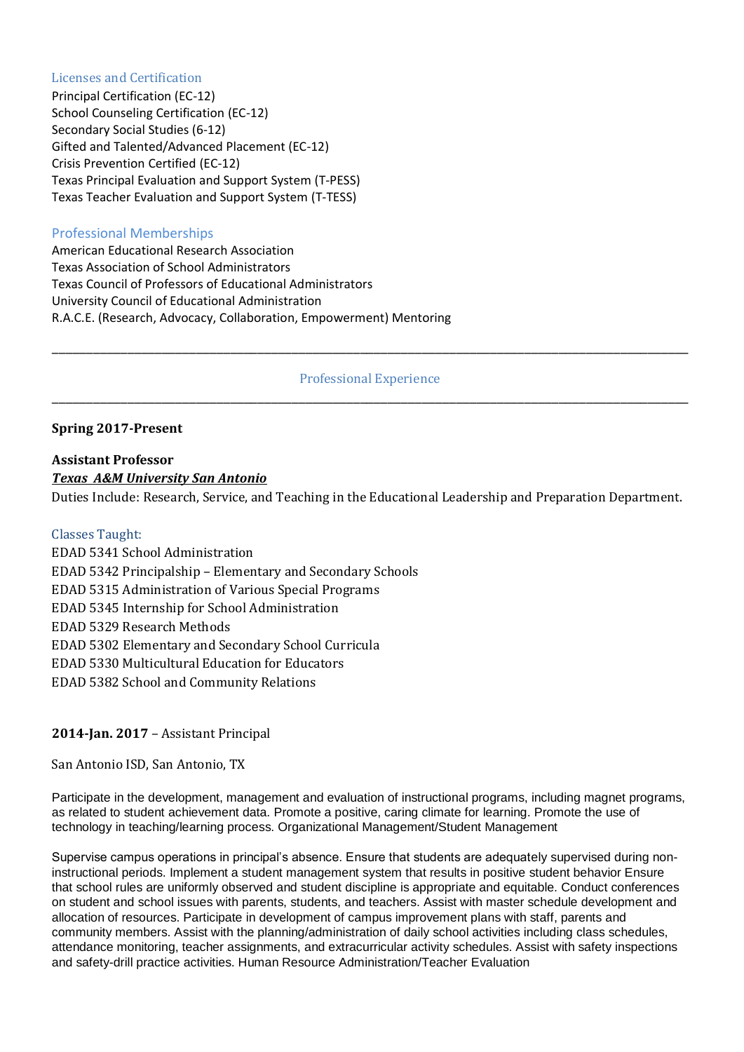## Licenses and Certification

Principal Certification (EC-12)
School Counseling Certification (EC-12)
Secondary Social Studies (6-12)
Gifted and Talented/Advanced Placement (EC-12)
Crisis Prevention Certified (EC-12)
Texas Principal Evaluation and Support System (T-PESS)
Texas Teacher Evaluation and Support System (T-TESS)

## Professional Memberships

American Educational Research Association
Texas Association of School Administrators
Texas Council of Professors of Educational Administrators
University Council of Educational Administration
R.A.C.E. (Research, Advocacy, Collaboration, Empowerment) Mentoring

---

## Professional Experience

---

**Spring 2017-Present**

**Assistant Professor**
***Texas A&M University San Antonio***
Duties Include: Research, Service, and Teaching in the Educational Leadership and Preparation Department.

### Classes Taught:

EDAD 5341 School Administration
EDAD 5342 Principalship – Elementary and Secondary Schools
EDAD 5315 Administration of Various Special Programs
EDAD 5345 Internship for School Administration
EDAD 5329 Research Methods
EDAD 5302 Elementary and Secondary School Curricula
EDAD 5330 Multicultural Education for Educators
EDAD 5382 School and Community Relations

**2014-Jan. 2017** – Assistant Principal

San Antonio ISD, San Antonio, TX

Participate in the development, management and evaluation of instructional programs, including magnet programs, as related to student achievement data. Promote a positive, caring climate for learning. Promote the use of technology in teaching/learning process. Organizational Management/Student Management

Supervise campus operations in principal's absence. Ensure that students are adequately supervised during non-instructional periods. Implement a student management system that results in positive student behavior Ensure that school rules are uniformly observed and student discipline is appropriate and equitable. Conduct conferences on student and school issues with parents, students, and teachers. Assist with master schedule development and allocation of resources. Participate in development of campus improvement plans with staff, parents and community members. Assist with the planning/administration of daily school activities including class schedules, attendance monitoring, teacher assignments, and extracurricular activity schedules. Assist with safety inspections and safety-drill practice activities. Human Resource Administration/Teacher Evaluation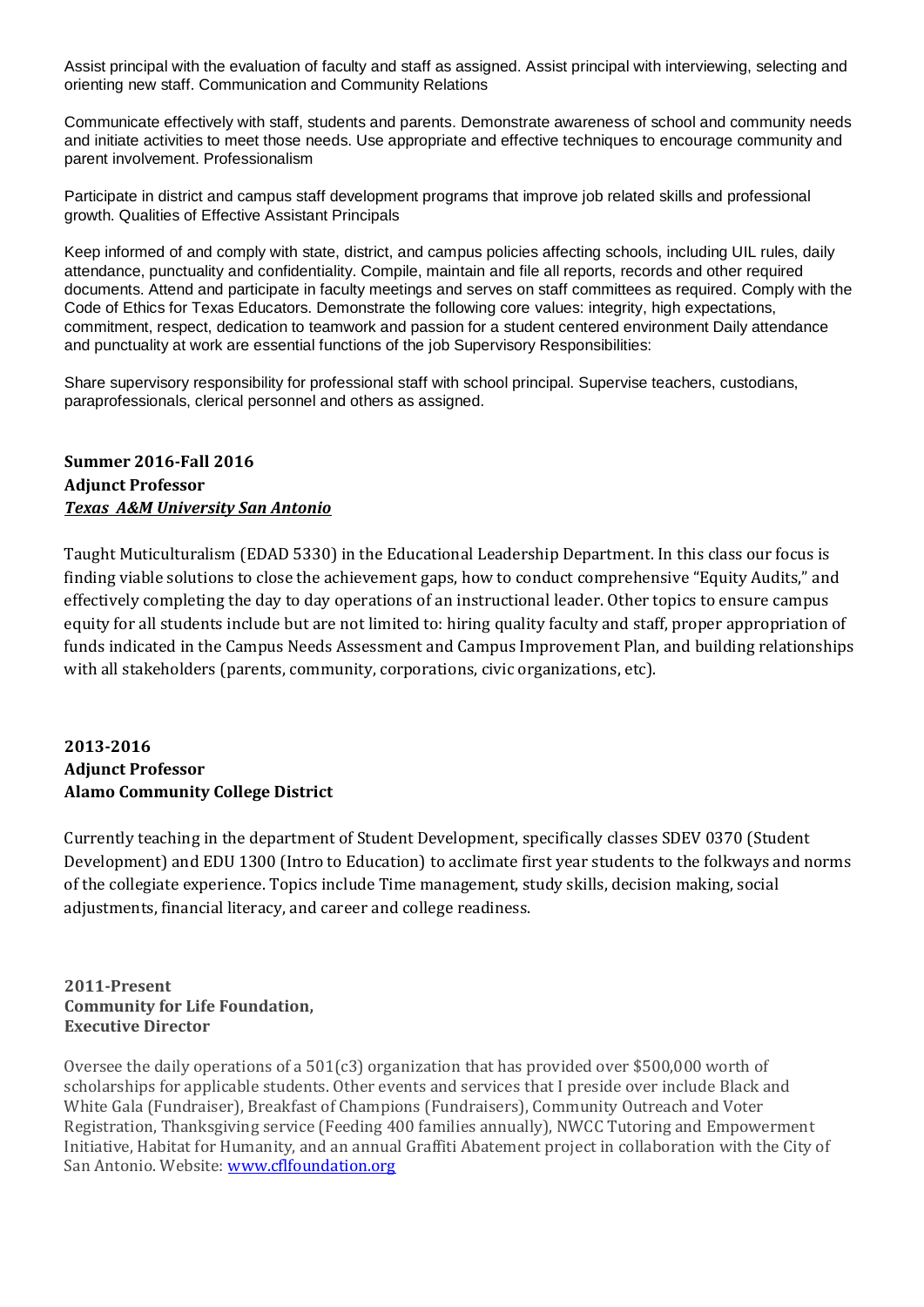Assist principal with the evaluation of faculty and staff as assigned. Assist principal with interviewing, selecting and orienting new staff. Communication and Community Relations

Communicate effectively with staff, students and parents. Demonstrate awareness of school and community needs and initiate activities to meet those needs. Use appropriate and effective techniques to encourage community and parent involvement. Professionalism

Participate in district and campus staff development programs that improve job related skills and professional growth. Qualities of Effective Assistant Principals

Keep informed of and comply with state, district, and campus policies affecting schools, including UIL rules, daily attendance, punctuality and confidentiality. Compile, maintain and file all reports, records and other required documents. Attend and participate in faculty meetings and serves on staff committees as required. Comply with the Code of Ethics for Texas Educators. Demonstrate the following core values: integrity, high expectations, commitment, respect, dedication to teamwork and passion for a student centered environment Daily attendance and punctuality at work are essential functions of the job Supervisory Responsibilities:

Share supervisory responsibility for professional staff with school principal. Supervise teachers, custodians, paraprofessionals, clerical personnel and others as assigned.

**Summer 2016-Fall 2016**
**Adjunct Professor**
***Texas A&M University San Antonio***

Taught Muticulturalism (EDAD 5330) in the Educational Leadership Department. In this class our focus is finding viable solutions to close the achievement gaps, how to conduct comprehensive "Equity Audits," and effectively completing the day to day operations of an instructional leader. Other topics to ensure campus equity for all students include but are not limited to: hiring quality faculty and staff, proper appropriation of funds indicated in the Campus Needs Assessment and Campus Improvement Plan, and building relationships with all stakeholders (parents, community, corporations, civic organizations, etc).

**2013-2016**
**Adjunct Professor**
**Alamo Community College District**

Currently teaching in the department of Student Development, specifically classes SDEV 0370 (Student Development) and EDU 1300 (Intro to Education) to acclimate first year students to the folkways and norms of the collegiate experience. Topics include Time management, study skills, decision making, social adjustments, financial literacy, and career and college readiness.

**2011-Present**
**Community for Life Foundation,**
**Executive Director**

Oversee the daily operations of a 501(c3) organization that has provided over $500,000 worth of scholarships for applicable students. Other events and services that I preside over include Black and White Gala (Fundraiser), Breakfast of Champions (Fundraisers), Community Outreach and Voter Registration, Thanksgiving service (Feeding 400 families annually), NWCC Tutoring and Empowerment Initiative, Habitat for Humanity, and an annual Graffiti Abatement project in collaboration with the City of San Antonio. Website: [www.cflfoundation.org](http://www.cflfoundation.org)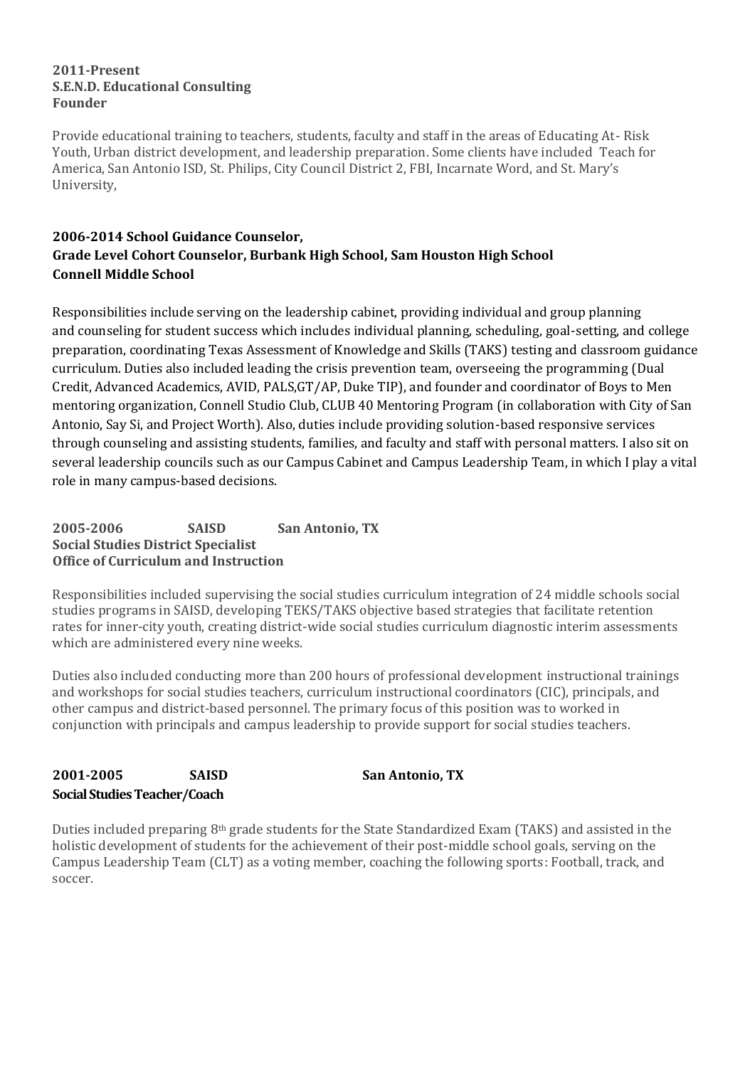**2011-Present**
**S.E.N.D. Educational Consulting**
**Founder**

Provide educational training to teachers, students, faculty and staff in the areas of Educating At- Risk Youth, Urban district development, and leadership preparation. Some clients have included Teach for America, San Antonio ISD, St. Philips, City Council District 2, FBI, Incarnate Word, and St. Mary's University,

**2006-2014 School Guidance Counselor,**
**Grade Level Cohort Counselor, Burbank High School, Sam Houston High School**
**Connell Middle School**

Responsibilities include serving on the leadership cabinet, providing individual and group planning and counseling for student success which includes individual planning, scheduling, goal-setting, and college preparation, coordinating Texas Assessment of Knowledge and Skills (TAKS) testing and classroom guidance curriculum. Duties also included leading the crisis prevention team, overseeing the programming (Dual Credit, Advanced Academics, AVID, PALS,GT/AP, Duke TIP), and founder and coordinator of Boys to Men mentoring organization, Connell Studio Club, CLUB 40 Mentoring Program (in collaboration with City of San Antonio, Say Si, and Project Worth). Also, duties include providing solution-based responsive services through counseling and assisting students, families, and faculty and staff with personal matters. I also sit on several leadership councils such as our Campus Cabinet and Campus Leadership Team, in which I play a vital role in many campus-based decisions.

**2005-2006 SAISD San Antonio, TX**
**Social Studies District Specialist**
**Office of Curriculum and Instruction**

Responsibilities included supervising the social studies curriculum integration of 24 middle schools social studies programs in SAISD, developing TEKS/TAKS objective based strategies that facilitate retention rates for inner-city youth, creating district-wide social studies curriculum diagnostic interim assessments which are administered every nine weeks.

Duties also included conducting more than 200 hours of professional development instructional trainings and workshops for social studies teachers, curriculum instructional coordinators (CIC), principals, and other campus and district-based personnel. The primary focus of this position was to worked in conjunction with principals and campus leadership to provide support for social studies teachers.

**2001-2005 SAISD San Antonio, TX**
**Social Studies Teacher/Coach**

Duties included preparing 8th grade students for the State Standardized Exam (TAKS) and assisted in the holistic development of students for the achievement of their post-middle school goals, serving on the Campus Leadership Team (CLT) as a voting member, coaching the following sports: Football, track, and soccer.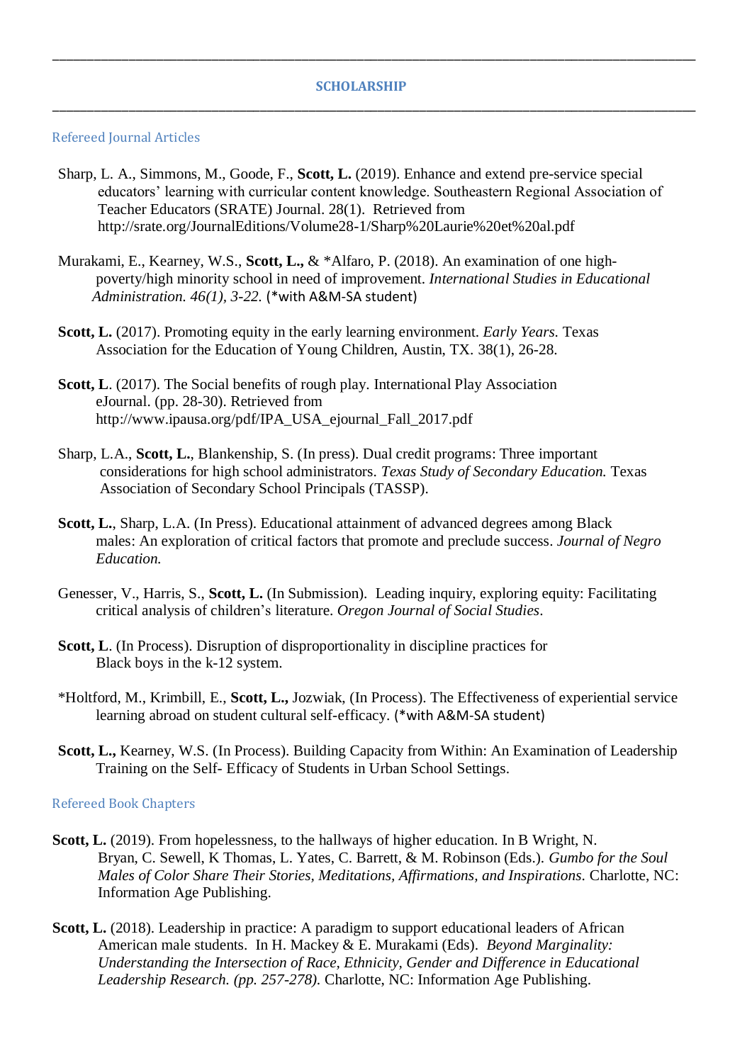---

## SCHOLARSHIP

---

### Refereed Journal Articles

Sharp, L. A., Simmons, M., Goode, F., **Scott, L.** (2019). Enhance and extend pre-service special educators' learning with curricular content knowledge. Southeastern Regional Association of Teacher Educators (SRATE) Journal. 28(1). Retrieved from http://srate.org/JournalEditions/Volume28-1/Sharp%20Laurie%20et%20al.pdf

Murakami, E., Kearney, W.S., **Scott, L.,** & *Alfaro, P. (2018). An examination of one high-poverty/high minority school in need of improvement. *International Studies in Educational Administration. 46(1), 3-22.* (*with A&M-SA student)

**Scott, L.** (2017). Promoting equity in the early learning environment. *Early Years.* Texas Association for the Education of Young Children, Austin, TX. 38(1), 26-28.

**Scott, L**. (2017). The Social benefits of rough play. International Play Association eJournal. (pp. 28-30). Retrieved from http://www.ipausa.org/pdf/IPA_USA_ejournal_Fall_2017.pdf

Sharp, L.A., **Scott, L.**, Blankenship, S. (In press). Dual credit programs: Three important considerations for high school administrators. *Texas Study of Secondary Education.* Texas Association of Secondary School Principals (TASSP).

**Scott, L.**, Sharp, L.A. (In Press). Educational attainment of advanced degrees among Black males: An exploration of critical factors that promote and preclude success. *Journal of Negro Education.*

Genesser, V., Harris, S., **Scott, L.** (In Submission). Leading inquiry, exploring equity: Facilitating critical analysis of children's literature. *Oregon Journal of Social Studies*.

**Scott, L**. (In Process). Disruption of disproportionality in discipline practices for Black boys in the k-12 system.

*Holtford, M., Krimbill, E., **Scott, L.,** Jozwiak, (In Process). The Effectiveness of experiential service learning abroad on student cultural self-efficacy. (*with A&M-SA student)

**Scott, L.,** Kearney, W.S. (In Process). Building Capacity from Within: An Examination of Leadership Training on the Self- Efficacy of Students in Urban School Settings.

### Refereed Book Chapters

**Scott, L.** (2019). From hopelessness, to the hallways of higher education. In B Wright, N. Bryan, C. Sewell, K Thomas, L. Yates, C. Barrett, & M. Robinson (Eds.). *Gumbo for the Soul Males of Color Share Their Stories, Meditations, Affirmations, and Inspirations*. Charlotte, NC: Information Age Publishing.

**Scott, L.** (2018). Leadership in practice: A paradigm to support educational leaders of African American male students. In H. Mackey & E. Murakami (Eds). *Beyond Marginality: Understanding the Intersection of Race, Ethnicity, Gender and Difference in Educational Leadership Research. (pp. 257-278).* Charlotte, NC: Information Age Publishing.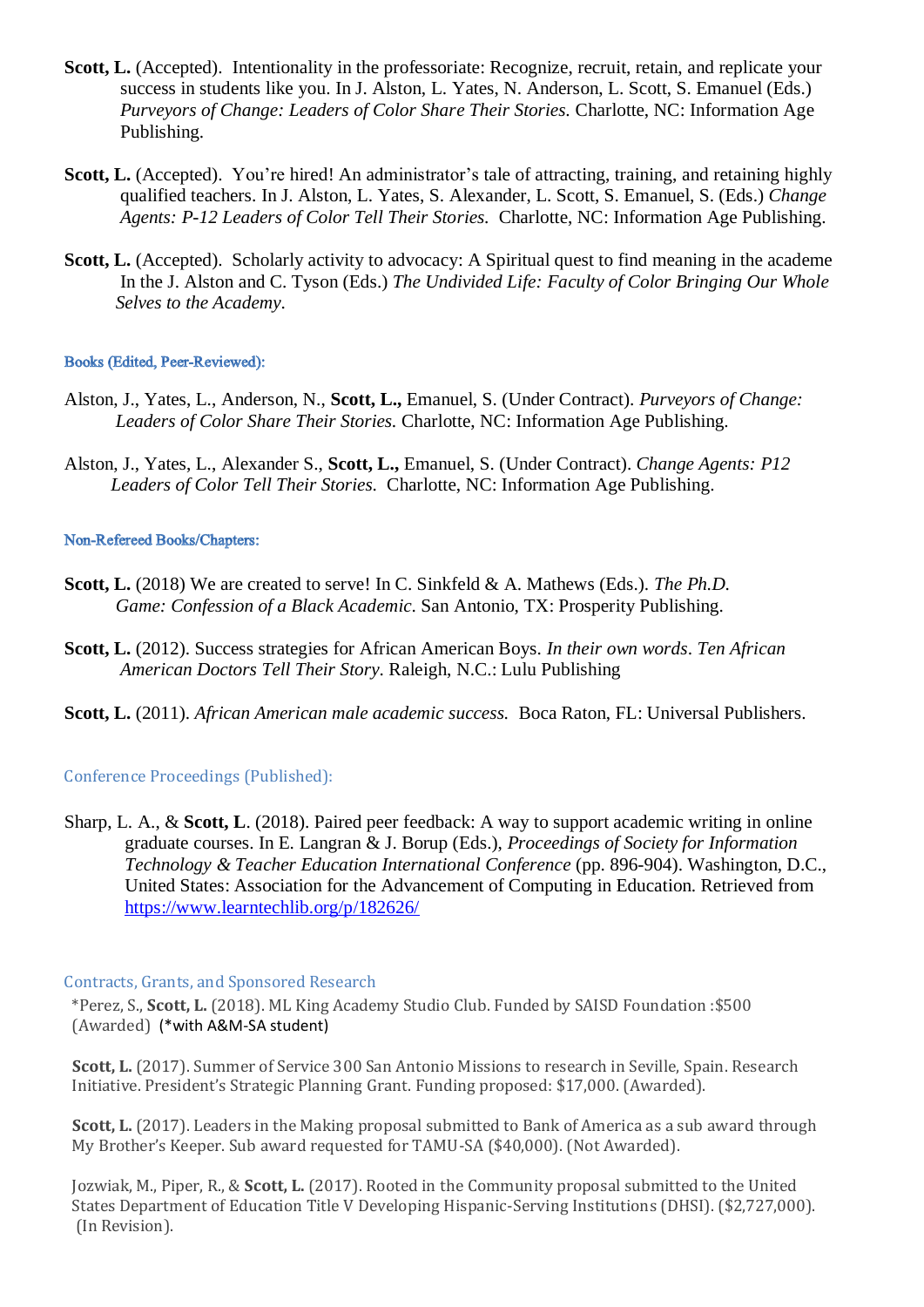**Scott, L.** (Accepted). Intentionality in the professoriate: Recognize, recruit, retain, and replicate your success in students like you. In J. Alston, L. Yates, N. Anderson, L. Scott, S. Emanuel (Eds.) *Purveyors of Change: Leaders of Color Share Their Stories.* Charlotte, NC: Information Age Publishing.

**Scott, L.** (Accepted). You're hired! An administrator's tale of attracting, training, and retaining highly qualified teachers. In J. Alston, L. Yates, S. Alexander, L. Scott, S. Emanuel, S. (Eds.) *Change Agents: P-12 Leaders of Color Tell Their Stories.* Charlotte, NC: Information Age Publishing.

**Scott, L.** (Accepted). Scholarly activity to advocacy: A Spiritual quest to find meaning in the academe In the J. Alston and C. Tyson (Eds.) *The Undivided Life: Faculty of Color Bringing Our Whole Selves to the Academy*.

### Books (Edited, Peer-Reviewed):

Alston, J., Yates, L., Anderson, N., **Scott, L.,** Emanuel, S. (Under Contract). *Purveyors of Change: Leaders of Color Share Their Stories.* Charlotte, NC: Information Age Publishing.

Alston, J., Yates, L., Alexander S., **Scott, L.,** Emanuel, S. (Under Contract). *Change Agents: P12 Leaders of Color Tell Their Stories.* Charlotte, NC: Information Age Publishing.

### Non-Refereed Books/Chapters:

**Scott, L.** (2018) We are created to serve! In C. Sinkfeld & A. Mathews (Eds.). *The Ph.D. Game: Confession of a Black Academic*. San Antonio, TX: Prosperity Publishing.

**Scott, L.** (2012). Success strategies for African American Boys. *In their own words*. *Ten African American Doctors Tell Their Story*. Raleigh, N.C.: Lulu Publishing

**Scott, L.** (2011). *African American male academic success.* Boca Raton, FL: Universal Publishers.

### Conference Proceedings (Published):

Sharp, L. A., & **Scott, L**. (2018). Paired peer feedback: A way to support academic writing in online graduate courses. In E. Langran & J. Borup (Eds.), *Proceedings of Society for Information Technology & Teacher Education International Conference* (pp. 896-904). Washington, D.C., United States: Association for the Advancement of Computing in Education. Retrieved from https://www.learntechlib.org/p/182626/

### Contracts, Grants, and Sponsored Research

*Perez, S., **Scott, L.** (2018). ML King Academy Studio Club. Funded by SAISD Foundation :$500 (Awarded) (*with A&M-SA student)

**Scott, L.** (2017). Summer of Service 300 San Antonio Missions to research in Seville, Spain. Research Initiative. President's Strategic Planning Grant. Funding proposed: $17,000. (Awarded).

**Scott, L.** (2017). Leaders in the Making proposal submitted to Bank of America as a sub award through My Brother's Keeper. Sub award requested for TAMU-SA ($40,000). (Not Awarded).

Jozwiak, M., Piper, R., & **Scott, L.** (2017). Rooted in the Community proposal submitted to the United States Department of Education Title V Developing Hispanic-Serving Institutions (DHSI). ($2,727,000). (In Revision).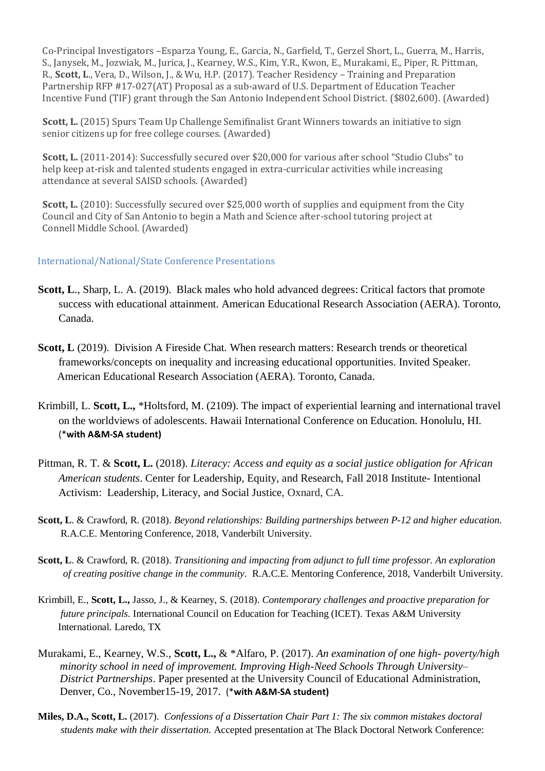Co-Principal Investigators –Esparza Young, E., Garcia, N., Garfield, T., Gerzel Short, L., Guerra, M., Harris, S., Janysek, M., Jozwiak, M., Jurica, J., Kearney, W.S., Kim, Y.R., Kwon, E., Murakami, E., Piper, R. Pittman, R., **Scott, L**., Vera, D., Wilson, J., & Wu, H.P. (2017). Teacher Residency – Training and Preparation Partnership RFP #17-027(AT) Proposal as a sub-award of U.S. Department of Education Teacher Incentive Fund (TIF) grant through the San Antonio Independent School District. ($802,600). (Awarded)

**Scott, L.** (2015) Spurs Team Up Challenge Semifinalist Grant Winners towards an initiative to sign senior citizens up for free college courses. (Awarded)

**Scott, L.** (2011-2014): Successfully secured over $20,000 for various after school "Studio Clubs" to help keep at-risk and talented students engaged in extra-curricular activities while increasing attendance at several SAISD schools. (Awarded)

**Scott, L.** (2010): Successfully secured over $25,000 worth of supplies and equipment from the City Council and City of San Antonio to begin a Math and Science after-school tutoring project at Connell Middle School. (Awarded)

## International/National/State Conference Presentations

**Scott, L**., Sharp, L. A. (2019). Black males who hold advanced degrees: Critical factors that promote success with educational attainment. American Educational Research Association (AERA). Toronto, Canada.

**Scott, L** (2019). Division A Fireside Chat. When research matters: Research trends or theoretical frameworks/concepts on inequality and increasing educational opportunities. Invited Speaker. American Educational Research Association (AERA). Toronto, Canada.

Krimbill, L. **Scott, L.,** *Holtsford, M. (2109). The impact of experiential learning and international travel on the worldviews of adolescents. Hawaii International Conference on Education. Honolulu, HI. (***with A&M-SA student)**

Pittman, R. T. & **Scott, L.** (2018). *Literacy: Access and equity as a social justice obligation for African American students*. Center for Leadership, Equity, and Research, Fall 2018 Institute- Intentional Activism: Leadership, Literacy, and Social Justice, Oxnard, CA.

**Scott, L**. & Crawford, R. (2018). *Beyond relationships: Building partnerships between P-12 and higher education.* R.A.C.E. Mentoring Conference, 2018, Vanderbilt University.

**Scott, L**. & Crawford, R. (2018). *Transitioning and impacting from adjunct to full time professor. An exploration of creating positive change in the community*. R.A.C.E. Mentoring Conference, 2018, Vanderbilt University.

Krimbill, E., **Scott, L.,** Jasso, J., & Kearney, S. (2018). *Contemporary challenges and proactive preparation for future principals.* International Council on Education for Teaching (ICET). Texas A&M University International. Laredo, TX

Murakami, E., Kearney, W.S., **Scott, L.,** & *Alfaro, P. (2017). *An examination of one high- poverty/high minority school in need of improvement. Improving High-Need Schools Through University–District Partnerships*. Paper presented at the University Council of Educational Administration, Denver, Co., November15-19, 2017. (***with A&M-SA student)**

**Miles, D.A., Scott, L.** (2017). *Confessions of a Dissertation Chair Part 1: The six common mistakes doctoral students make with their dissertation.* Accepted presentation at The Black Doctoral Network Conference: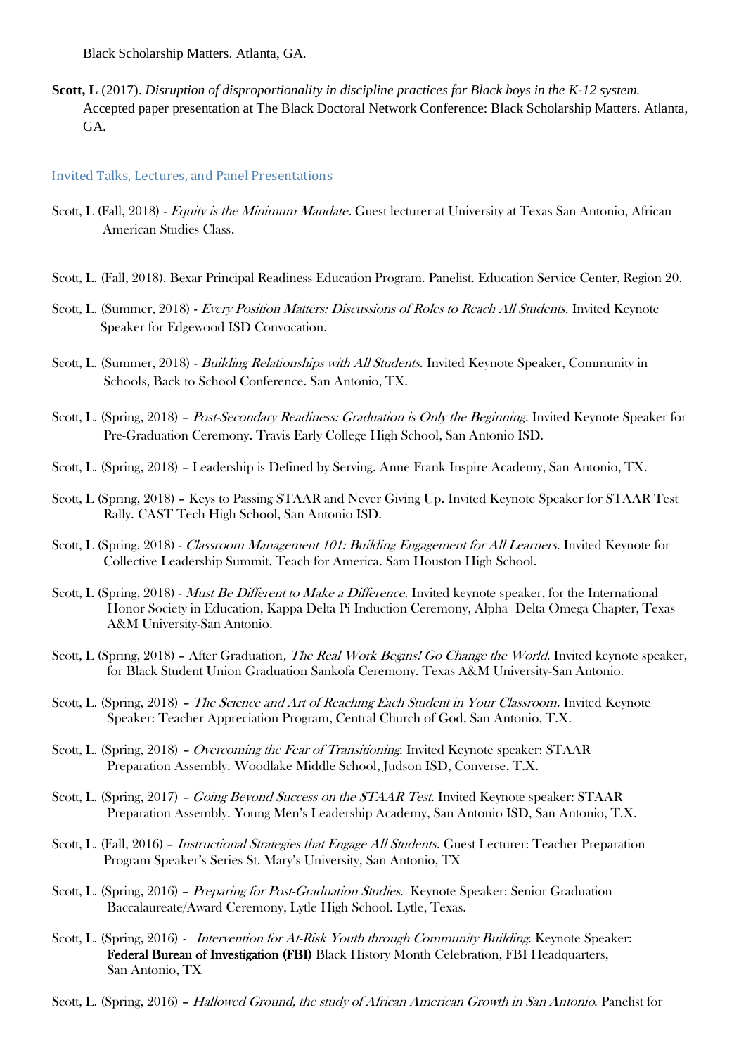Black Scholarship Matters. Atlanta, GA.

**Scott, L** (2017). *Disruption of disproportionality in discipline practices for Black boys in the K-12 system.* Accepted paper presentation at The Black Doctoral Network Conference: Black Scholarship Matters. Atlanta, GA.

### Invited Talks, Lectures, and Panel Presentations

Scott, L (Fall, 2018) - *Equity is the Minimum Mandate.* Guest lecturer at University at Texas San Antonio, African American Studies Class.

Scott, L. (Fall, 2018). Bexar Principal Readiness Education Program. Panelist. Education Service Center, Region 20.

Scott, L. (Summer, 2018) - *Every Position Matters: Discussions of Roles to Reach All Students.* Invited Keynote Speaker for Edgewood ISD Convocation.

Scott, L. (Summer, 2018) - *Building Relationships with All Students.* Invited Keynote Speaker, Community in Schools, Back to School Conference. San Antonio, TX.

Scott, L. (Spring, 2018) – *Post-Secondary Readiness: Graduation is Only the Beginning.* Invited Keynote Speaker for Pre-Graduation Ceremony. Travis Early College High School, San Antonio ISD.

Scott, L. (Spring, 2018) – Leadership is Defined by Serving. Anne Frank Inspire Academy, San Antonio, TX.

Scott, L (Spring, 2018) – Keys to Passing STAAR and Never Giving Up. Invited Keynote Speaker for STAAR Test Rally. CAST Tech High School, San Antonio ISD.

Scott, L (Spring, 2018) - *Classroom Management 101: Building Engagement for All Learners.* Invited Keynote for Collective Leadership Summit. Teach for America. Sam Houston High School.

Scott, L (Spring, 2018) - *Must Be Different to Make a Difference.* Invited keynote speaker, for the International Honor Society in Education, Kappa Delta Pi Induction Ceremony, Alpha Delta Omega Chapter, Texas A&M University-San Antonio.

Scott, L (Spring, 2018) – After Graduation*, The Real Work Begins! Go Change the World.* Invited keynote speaker, for Black Student Union Graduation Sankofa Ceremony. Texas A&M University-San Antonio.

Scott, L. (Spring, 2018) – *The Science and Art of Reaching Each Student in Your Classroom.* Invited Keynote Speaker: Teacher Appreciation Program, Central Church of God, San Antonio, T.X.

Scott, L. (Spring, 2018) – *Overcoming the Fear of Transitioning.* Invited Keynote speaker: STAAR Preparation Assembly. Woodlake Middle School, Judson ISD, Converse, T.X.

Scott, L. (Spring, 2017) – *Going Beyond Success on the STAAR Test.* Invited Keynote speaker: STAAR Preparation Assembly. Young Men's Leadership Academy, San Antonio ISD, San Antonio, T.X.

Scott, L. (Fall, 2016) – *Instructional Strategies that Engage All Students.* Guest Lecturer: Teacher Preparation Program Speaker's Series St. Mary's University, San Antonio, TX

Scott, L. (Spring, 2016) – *Preparing for Post-Graduation Studies.* Keynote Speaker: Senior Graduation Baccalaureate/Award Ceremony, Lytle High School. Lytle, Texas.

Scott, L. (Spring, 2016) - *Intervention for At-Risk Youth through Community Building.* Keynote Speaker: **Federal Bureau of Investigation (FBI)** Black History Month Celebration, FBI Headquarters, San Antonio, TX

Scott, L. (Spring, 2016) – *Hallowed Ground, the study of African American Growth in San Antonio.* Panelist for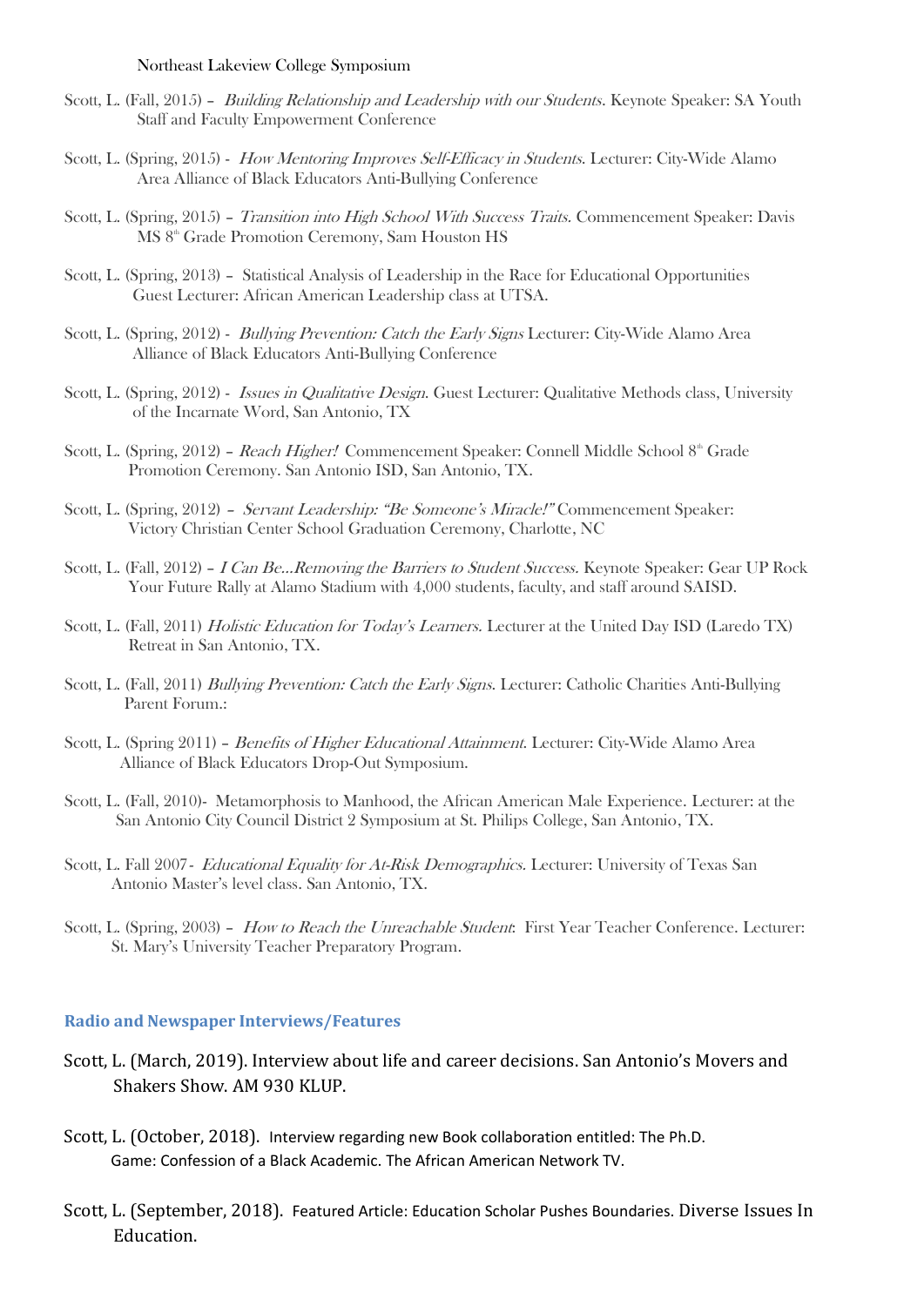Northeast Lakeview College Symposium

Scott, L. (Fall, 2015) – *Building Relationship and Leadership with our Students.* Keynote Speaker: SA Youth Staff and Faculty Empowerment Conference

Scott, L. (Spring, 2015) - *How Mentoring Improves Self-Efficacy in Students.* Lecturer: City-Wide Alamo Area Alliance of Black Educators Anti-Bullying Conference

Scott, L. (Spring, 2015) – *Transition into High School With Success Traits.* Commencement Speaker: Davis MS 8th Grade Promotion Ceremony, Sam Houston HS

Scott, L. (Spring, 2013) – Statistical Analysis of Leadership in the Race for Educational Opportunities Guest Lecturer: African American Leadership class at UTSA.

Scott, L. (Spring, 2012) - *Bullying Prevention: Catch the Early Signs* Lecturer: City-Wide Alamo Area Alliance of Black Educators Anti-Bullying Conference

Scott, L. (Spring, 2012) - *Issues in Qualitative Design.* Guest Lecturer: Qualitative Methods class, University of the Incarnate Word, San Antonio, TX

Scott, L. (Spring, 2012) – *Reach Higher!* Commencement Speaker: Connell Middle School 8th Grade Promotion Ceremony. San Antonio ISD, San Antonio, TX.

Scott, L. (Spring, 2012) – *Servant Leadership: "Be Someone's Miracle!"* Commencement Speaker: Victory Christian Center School Graduation Ceremony, Charlotte, NC

Scott, L. (Fall, 2012) – *I Can Be…Removing the Barriers to Student Success.* Keynote Speaker: Gear UP Rock Your Future Rally at Alamo Stadium with 4,000 students, faculty, and staff around SAISD.

Scott, L. (Fall, 2011) *Holistic Education for Today's Learners.* Lecturer at the United Day ISD (Laredo TX) Retreat in San Antonio, TX.

Scott, L. (Fall, 2011) *Bullying Prevention: Catch the Early Signs.* Lecturer: Catholic Charities Anti-Bullying Parent Forum.:

Scott, L. (Spring 2011) – *Benefits of Higher Educational Attainment.* Lecturer: City-Wide Alamo Area Alliance of Black Educators Drop-Out Symposium.

Scott, L. (Fall, 2010)- Metamorphosis to Manhood, the African American Male Experience. Lecturer: at the San Antonio City Council District 2 Symposium at St. Philips College, San Antonio, TX.

Scott, L. Fall 2007- *Educational Equality for At-Risk Demographics.* Lecturer: University of Texas San Antonio Master's level class. San Antonio, TX.

Scott, L. (Spring, 2003) – *How to Reach the Unreachable Student*: First Year Teacher Conference. Lecturer: St. Mary's University Teacher Preparatory Program.

## Radio and Newspaper Interviews/Features

Scott, L. (March, 2019). Interview about life and career decisions. San Antonio's Movers and Shakers Show. AM 930 KLUP.

Scott, L. (October, 2018). Interview regarding new Book collaboration entitled: The Ph.D. Game: Confession of a Black Academic. The African American Network TV.

Scott, L. (September, 2018). Featured Article: Education Scholar Pushes Boundaries. Diverse Issues In Education.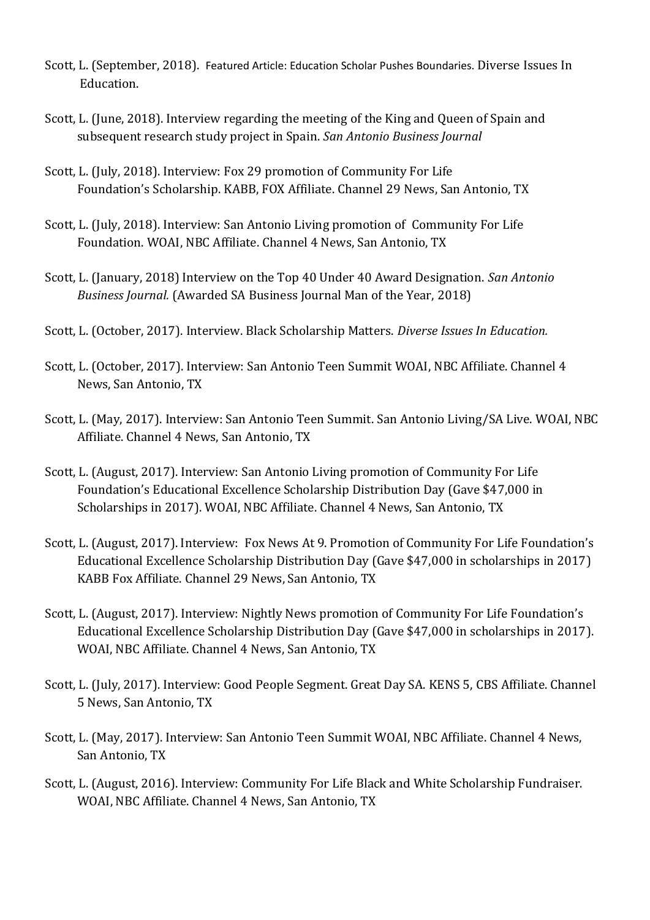Scott, L. (September, 2018). Featured Article: Education Scholar Pushes Boundaries. Diverse Issues In Education.

Scott, L. (June, 2018). Interview regarding the meeting of the King and Queen of Spain and subsequent research study project in Spain. *San Antonio Business Journal*

Scott, L. (July, 2018). Interview: Fox 29 promotion of Community For Life Foundation's Scholarship. KABB, FOX Affiliate. Channel 29 News, San Antonio, TX

Scott, L. (July, 2018). Interview: San Antonio Living promotion of Community For Life Foundation. WOAI, NBC Affiliate. Channel 4 News, San Antonio, TX

Scott, L. (January, 2018) Interview on the Top 40 Under 40 Award Designation. *San Antonio Business Journal.* (Awarded SA Business Journal Man of the Year, 2018)

Scott, L. (October, 2017). Interview. Black Scholarship Matters. *Diverse Issues In Education.*

Scott, L. (October, 2017). Interview: San Antonio Teen Summit WOAI, NBC Affiliate. Channel 4 News, San Antonio, TX

Scott, L. (May, 2017). Interview: San Antonio Teen Summit. San Antonio Living/SA Live. WOAI, NBC Affiliate. Channel 4 News, San Antonio, TX

Scott, L. (August, 2017). Interview: San Antonio Living promotion of Community For Life Foundation's Educational Excellence Scholarship Distribution Day (Gave $47,000 in Scholarships in 2017). WOAI, NBC Affiliate. Channel 4 News, San Antonio, TX

Scott, L. (August, 2017). Interview: Fox News At 9. Promotion of Community For Life Foundation's Educational Excellence Scholarship Distribution Day (Gave $47,000 in scholarships in 2017) KABB Fox Affiliate. Channel 29 News, San Antonio, TX

Scott, L. (August, 2017). Interview: Nightly News promotion of Community For Life Foundation's Educational Excellence Scholarship Distribution Day (Gave $47,000 in scholarships in 2017). WOAI, NBC Affiliate. Channel 4 News, San Antonio, TX

Scott, L. (July, 2017). Interview: Good People Segment. Great Day SA. KENS 5, CBS Affiliate. Channel 5 News, San Antonio, TX

Scott, L. (May, 2017). Interview: San Antonio Teen Summit WOAI, NBC Affiliate. Channel 4 News, San Antonio, TX

Scott, L. (August, 2016). Interview: Community For Life Black and White Scholarship Fundraiser. WOAI, NBC Affiliate. Channel 4 News, San Antonio, TX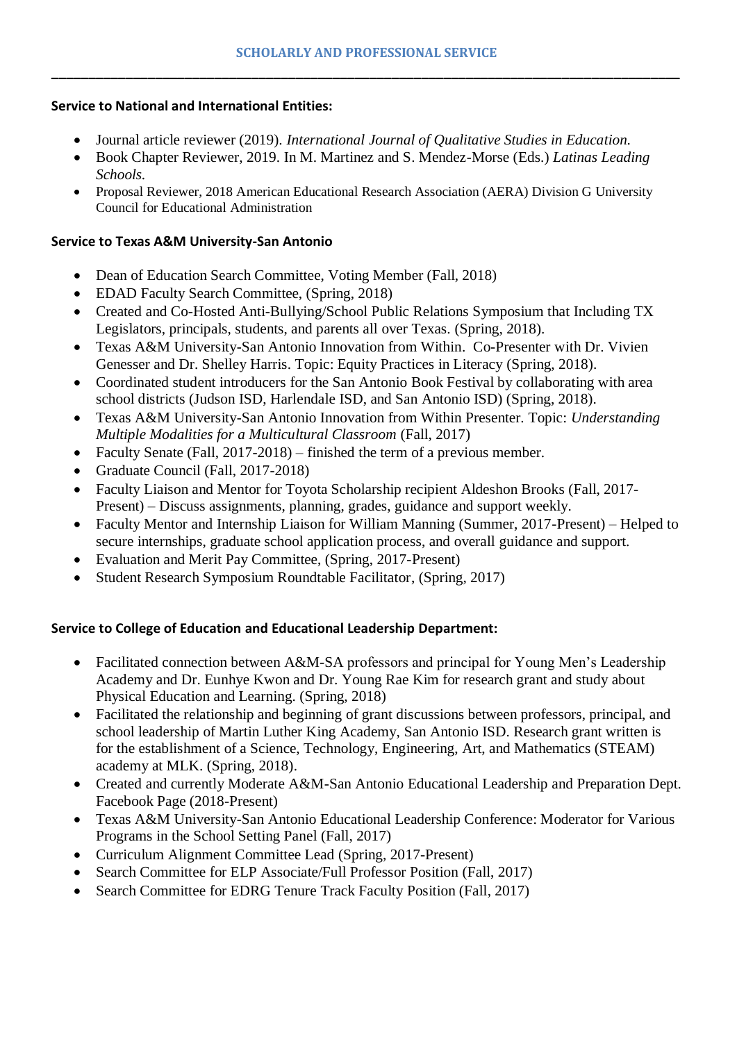## SCHOLARLY AND PROFESSIONAL SERVICE

---

**Service to National and International Entities:**

- Journal article reviewer (2019). *International Journal of Qualitative Studies in Education.*
- Book Chapter Reviewer, 2019. In M. Martinez and S. Mendez-Morse (Eds.) *Latinas Leading Schools.*
- Proposal Reviewer, 2018 American Educational Research Association (AERA) Division G University Council for Educational Administration

**Service to Texas A&M University-San Antonio**

- Dean of Education Search Committee, Voting Member (Fall, 2018)
- EDAD Faculty Search Committee, (Spring, 2018)
- Created and Co-Hosted Anti-Bullying/School Public Relations Symposium that Including TX Legislators, principals, students, and parents all over Texas. (Spring, 2018).
- Texas A&M University-San Antonio Innovation from Within. Co-Presenter with Dr. Vivien Genesser and Dr. Shelley Harris. Topic: Equity Practices in Literacy (Spring, 2018).
- Coordinated student introducers for the San Antonio Book Festival by collaborating with area school districts (Judson ISD, Harlendale ISD, and San Antonio ISD) (Spring, 2018).
- Texas A&M University-San Antonio Innovation from Within Presenter. Topic: *Understanding Multiple Modalities for a Multicultural Classroom* (Fall, 2017)
- Faculty Senate (Fall, 2017-2018) – finished the term of a previous member.
- Graduate Council (Fall, 2017-2018)
- Faculty Liaison and Mentor for Toyota Scholarship recipient Aldeshon Brooks (Fall, 2017-Present) – Discuss assignments, planning, grades, guidance and support weekly.
- Faculty Mentor and Internship Liaison for William Manning (Summer, 2017-Present) – Helped to secure internships, graduate school application process, and overall guidance and support.
- Evaluation and Merit Pay Committee, (Spring, 2017-Present)
- Student Research Symposium Roundtable Facilitator, (Spring, 2017)

**Service to College of Education and Educational Leadership Department:**

- Facilitated connection between A&M-SA professors and principal for Young Men's Leadership Academy and Dr. Eunhye Kwon and Dr. Young Rae Kim for research grant and study about Physical Education and Learning. (Spring, 2018)
- Facilitated the relationship and beginning of grant discussions between professors, principal, and school leadership of Martin Luther King Academy, San Antonio ISD. Research grant written is for the establishment of a Science, Technology, Engineering, Art, and Mathematics (STEAM) academy at MLK. (Spring, 2018).
- Created and currently Moderate A&M-San Antonio Educational Leadership and Preparation Dept. Facebook Page (2018-Present)
- Texas A&M University-San Antonio Educational Leadership Conference: Moderator for Various Programs in the School Setting Panel (Fall, 2017)
- Curriculum Alignment Committee Lead (Spring, 2017-Present)
- Search Committee for ELP Associate/Full Professor Position (Fall, 2017)
- Search Committee for EDRG Tenure Track Faculty Position (Fall, 2017)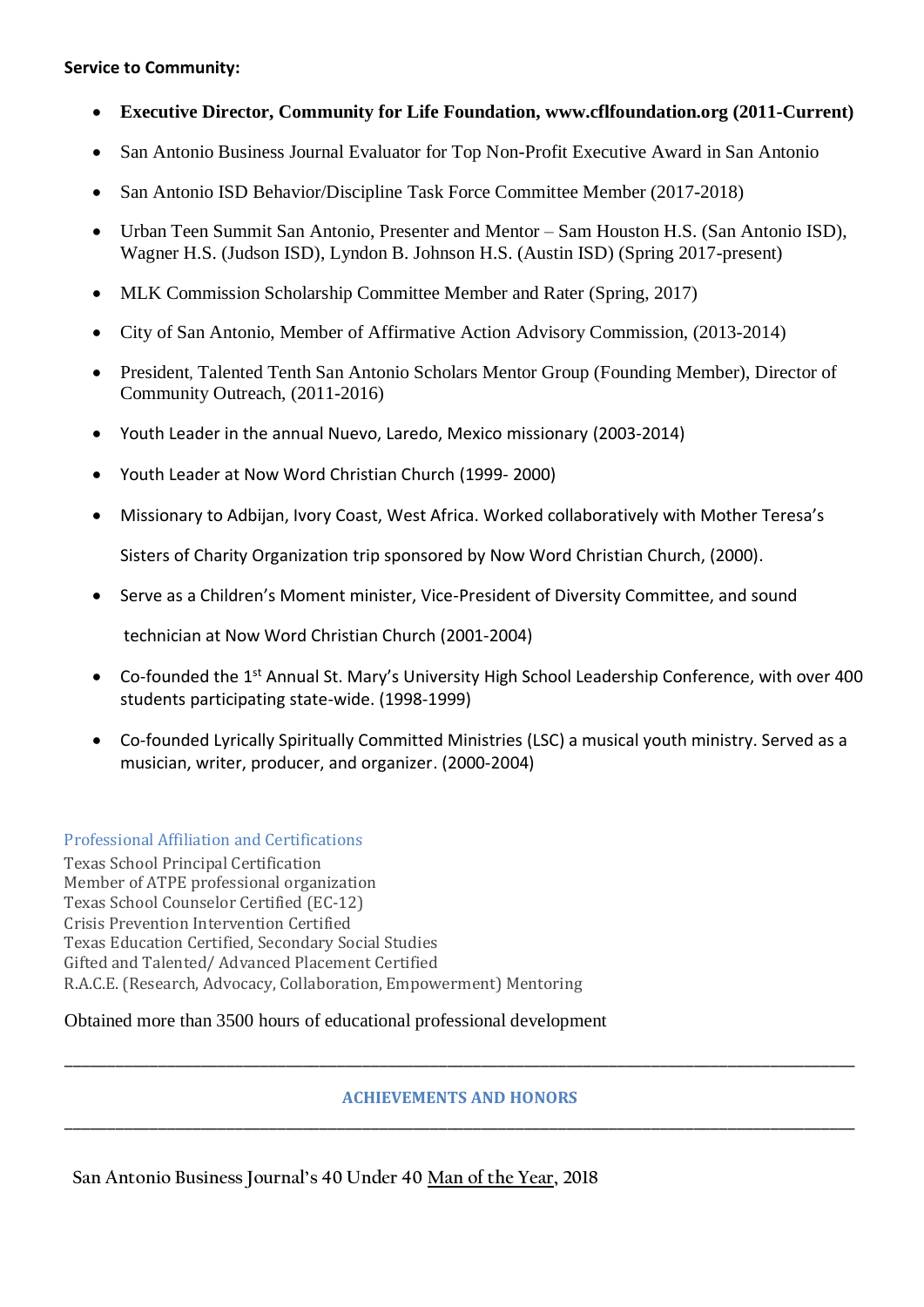**Service to Community:**

- **Executive Director, Community for Life Foundation, www.cflfoundation.org (2011-Current)**
- San Antonio Business Journal Evaluator for Top Non-Profit Executive Award in San Antonio
- San Antonio ISD Behavior/Discipline Task Force Committee Member (2017-2018)
- Urban Teen Summit San Antonio, Presenter and Mentor – Sam Houston H.S. (San Antonio ISD), Wagner H.S. (Judson ISD), Lyndon B. Johnson H.S. (Austin ISD) (Spring 2017-present)
- MLK Commission Scholarship Committee Member and Rater (Spring, 2017)
- City of San Antonio, Member of Affirmative Action Advisory Commission, (2013-2014)
- President, Talented Tenth San Antonio Scholars Mentor Group (Founding Member), Director of Community Outreach, (2011-2016)
- Youth Leader in the annual Nuevo, Laredo, Mexico missionary (2003-2014)
- Youth Leader at Now Word Christian Church (1999- 2000)
- Missionary to Adbijan, Ivory Coast, West Africa. Worked collaboratively with Mother Teresa's Sisters of Charity Organization trip sponsored by Now Word Christian Church, (2000).
- Serve as a Children's Moment minister, Vice-President of Diversity Committee, and sound technician at Now Word Christian Church (2001-2004)
- Co-founded the 1st Annual St. Mary's University High School Leadership Conference, with over 400 students participating state-wide. (1998-1999)
- Co-founded Lyrically Spiritually Committed Ministries (LSC) a musical youth ministry. Served as a musician, writer, producer, and organizer. (2000-2004)

## Professional Affiliation and Certifications

Texas School Principal Certification
Member of ATPE professional organization
Texas School Counselor Certified (EC-12)
Crisis Prevention Intervention Certified
Texas Education Certified, Secondary Social Studies
Gifted and Talented/ Advanced Placement Certified
R.A.C.E. (Research, Advocacy, Collaboration, Empowerment) Mentoring

Obtained more than 3500 hours of educational professional development

---

## ACHIEVEMENTS AND HONORS

---

San Antonio Business Journal's 40 Under 40 Man of the Year, 2018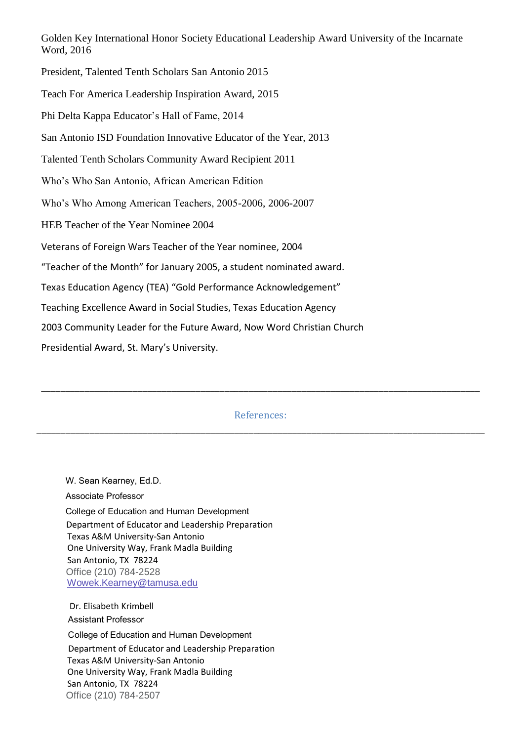Golden Key International Honor Society Educational Leadership Award University of the Incarnate Word, 2016

President, Talented Tenth Scholars San Antonio 2015

Teach For America Leadership Inspiration Award, 2015

Phi Delta Kappa Educator's Hall of Fame, 2014

San Antonio ISD Foundation Innovative Educator of the Year, 2013

Talented Tenth Scholars Community Award Recipient 2011

Who's Who San Antonio, African American Edition

Who's Who Among American Teachers, 2005-2006, 2006-2007

HEB Teacher of the Year Nominee 2004

Veterans of Foreign Wars Teacher of the Year nominee, 2004

"Teacher of the Month" for January 2005, a student nominated award.

Texas Education Agency (TEA) "Gold Performance Acknowledgement"

Teaching Excellence Award in Social Studies, Texas Education Agency

2003 Community Leader for the Future Award, Now Word Christian Church

Presidential Award, St. Mary's University.

---

## References:

---

W. Sean Kearney, Ed.D.
Associate Professor
College of Education and Human Development
Department of Educator and Leadership Preparation
Texas A&M University-San Antonio
One University Way, Frank Madla Building
San Antonio, TX 78224
Office (210) 784-2528
Wowek.Kearney@tamusa.edu

Dr. Elisabeth Krimbell
Assistant Professor
College of Education and Human Development
Department of Educator and Leadership Preparation
Texas A&M University-San Antonio
One University Way, Frank Madla Building
San Antonio, TX 78224
Office (210) 784-2507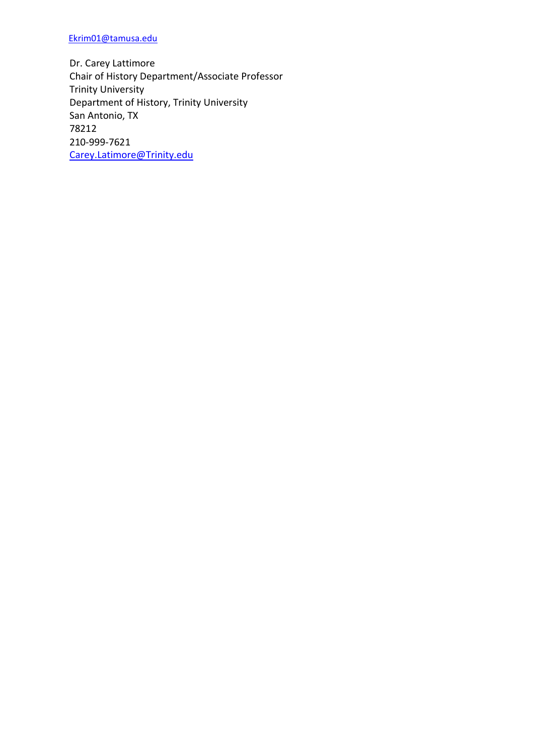Ekrim01@tamusa.edu

Dr. Carey Lattimore  
Chair of History Department/Associate Professor  
Trinity University  
Department of History, Trinity University  
San Antonio, TX  
78212  
210-999-7621  
Carey.Latimore@Trinity.edu